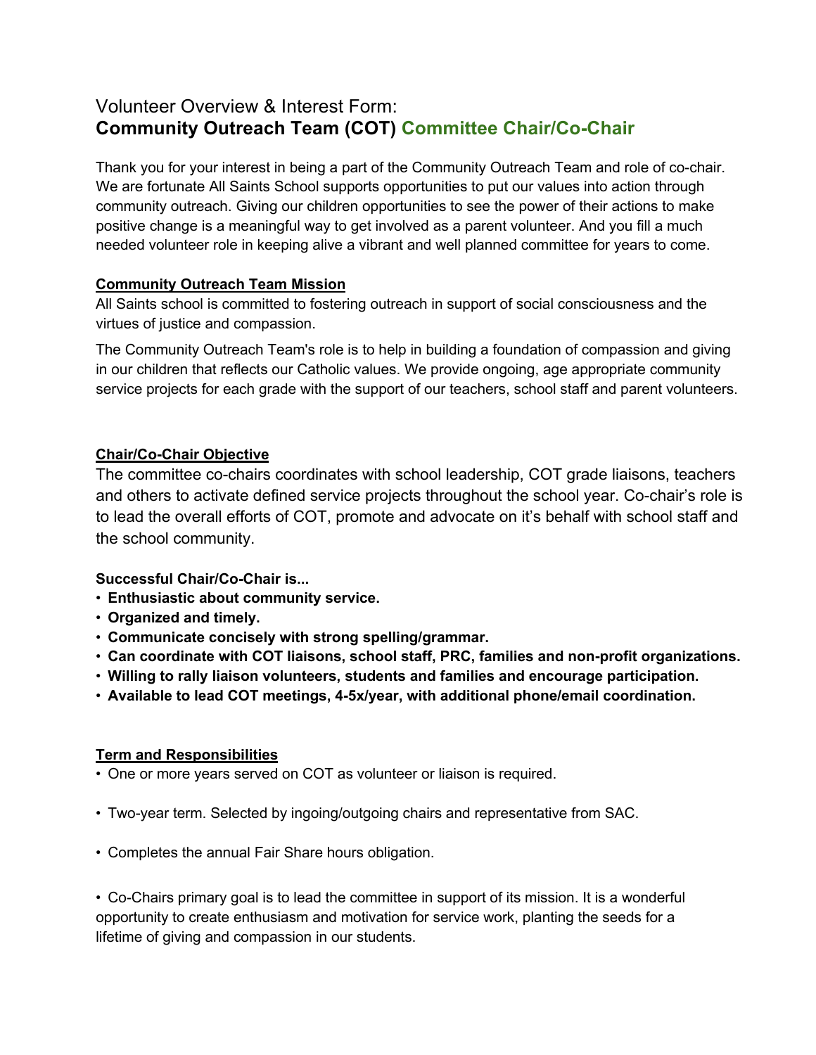# Volunteer Overview & Interest Form:
# **Community Outreach Team (COT) Committee Chair/Co-Chair**

Thank you for your interest in being a part of the Community Outreach Team and role of co-chair. We are fortunate All Saints School supports opportunities to put our values into action through community outreach. Giving our children opportunities to see the power of their actions to make positive change is a meaningful way to get involved as a parent volunteer. And you fill a much needed volunteer role in keeping alive a vibrant and well planned committee for years to come.

## Community Outreach Team Mission

All Saints school is committed to fostering outreach in support of social consciousness and the virtues of justice and compassion.

The Community Outreach Team's role is to help in building a foundation of compassion and giving in our children that reflects our Catholic values. We provide ongoing, age appropriate community service projects for each grade with the support of our teachers, school staff and parent volunteers.

## Chair/Co-Chair Objective

The committee co-chairs coordinates with school leadership, COT grade liaisons, teachers and others to activate defined service projects throughout the school year. Co-chair's role is to lead the overall efforts of COT, promote and advocate on it's behalf with school staff and the school community.

**Successful Chair/Co-Chair is...**

- **Enthusiastic about community service.**
- **Organized and timely.**
- **Communicate concisely with strong spelling/grammar.**
- **Can coordinate with COT liaisons, school staff, PRC, families and non-profit organizations.**
- **Willing to rally liaison volunteers, students and families and encourage participation.**
- **Available to lead COT meetings, 4-5x/year, with additional phone/email coordination.**

## Term and Responsibilities

- One or more years served on COT as volunteer or liaison is required.
- Two-year term. Selected by ingoing/outgoing chairs and representative from SAC.
- Completes the annual Fair Share hours obligation.
- Co-Chairs primary goal is to lead the committee in support of its mission. It is a wonderful opportunity to create enthusiasm and motivation for service work, planting the seeds for a lifetime of giving and compassion in our students.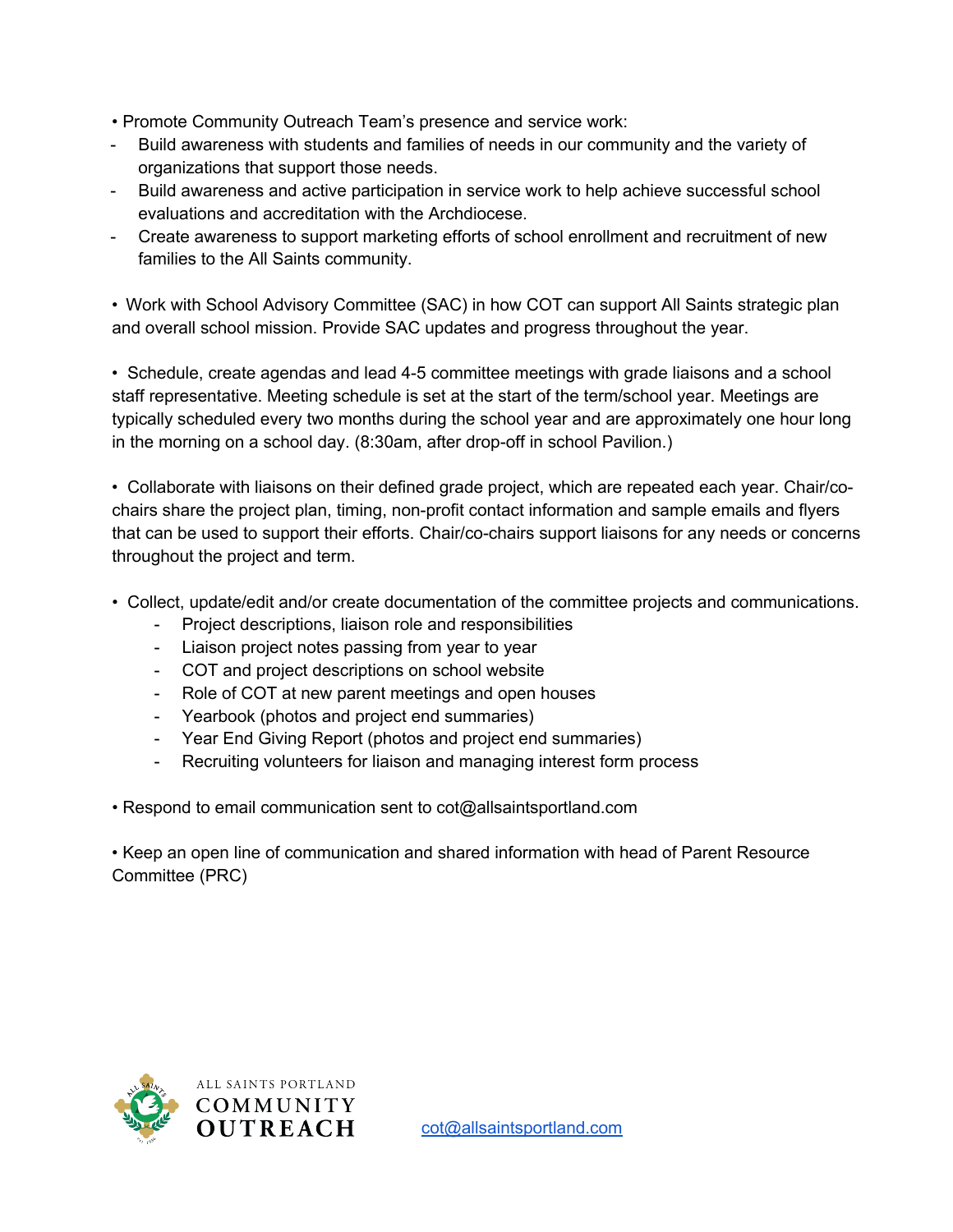- Promote Community Outreach Team's presence and service work:
  - Build awareness with students and families of needs in our community and the variety of organizations that support those needs.
  - Build awareness and active participation in service work to help achieve successful school evaluations and accreditation with the Archdiocese.
  - Create awareness to support marketing efforts of school enrollment and recruitment of new families to the All Saints community.

- Work with School Advisory Committee (SAC) in how COT can support All Saints strategic plan and overall school mission. Provide SAC updates and progress throughout the year.

- Schedule, create agendas and lead 4-5 committee meetings with grade liaisons and a school staff representative. Meeting schedule is set at the start of the term/school year. Meetings are typically scheduled every two months during the school year and are approximately one hour long in the morning on a school day. (8:30am, after drop-off in school Pavilion.)

- Collaborate with liaisons on their defined grade project, which are repeated each year. Chair/co-chairs share the project plan, timing, non-profit contact information and sample emails and flyers that can be used to support their efforts. Chair/co-chairs support liaisons for any needs or concerns throughout the project and term.

- Collect, update/edit and/or create documentation of the committee projects and communications.
  - Project descriptions, liaison role and responsibilities
  - Liaison project notes passing from year to year
  - COT and project descriptions on school website
  - Role of COT at new parent meetings and open houses
  - Yearbook (photos and project end summaries)
  - Year End Giving Report (photos and project end summaries)
  - Recruiting volunteers for liaison and managing interest form process

- Respond to email communication sent to cot@allsaintsportland.com

- Keep an open line of communication and shared information with head of Parent Resource Committee (PRC)

ALL SAINTS PORTLAND COMMUNITY OUTREACH

cot@allsaintsportland.com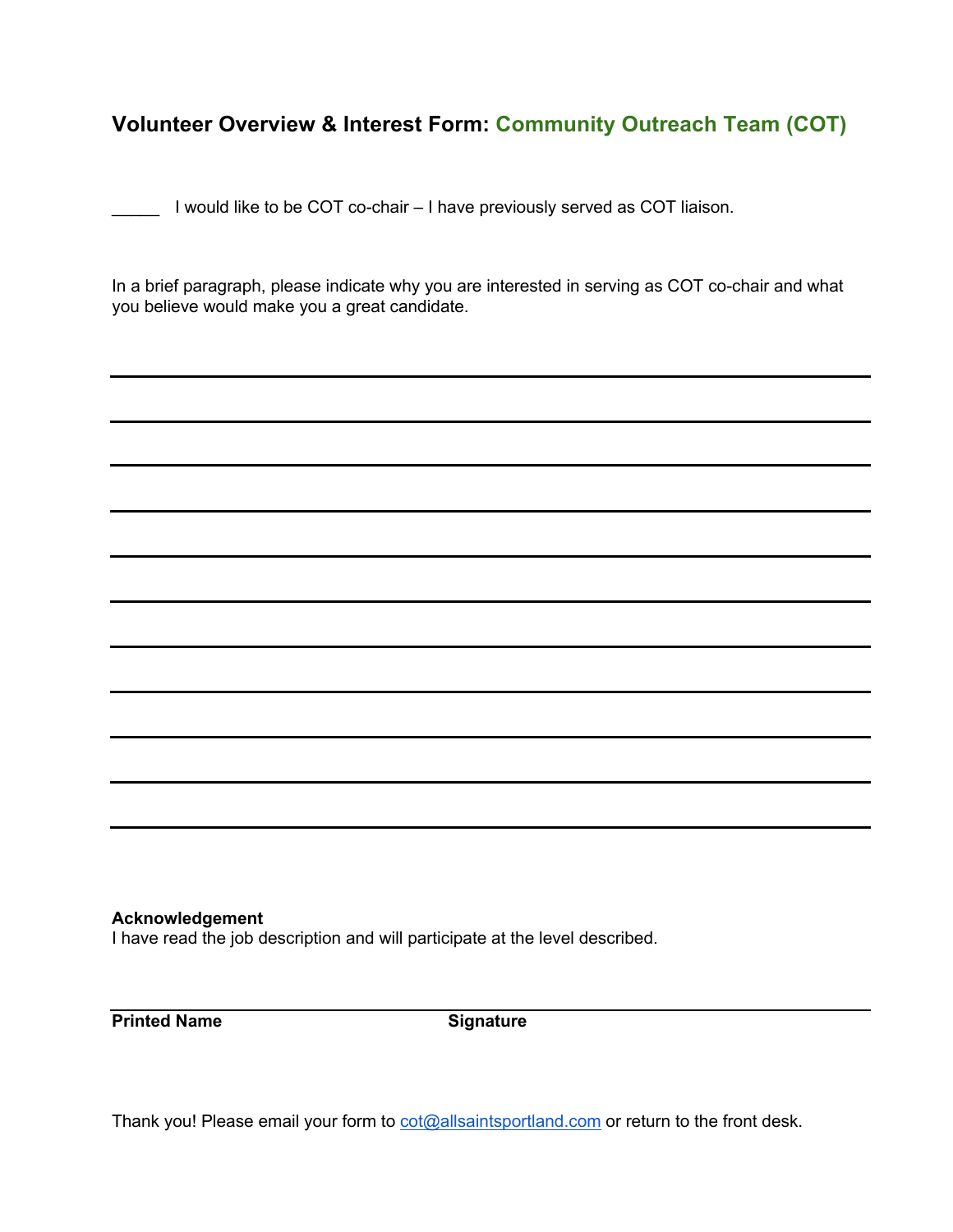## Volunteer Overview & Interest Form: Community Outreach Team (COT)

_____ I would like to be COT co-chair – I have previously served as COT liaison.

In a brief paragraph, please indicate why you are interested in serving as COT co-chair and what you believe would make you a great candidate.

**Acknowledgement**
I have read the job description and will participate at the level described.

**Printed Name** **Signature**

Thank you! Please email your form to cot@allsaintsportland.com or return to the front desk.